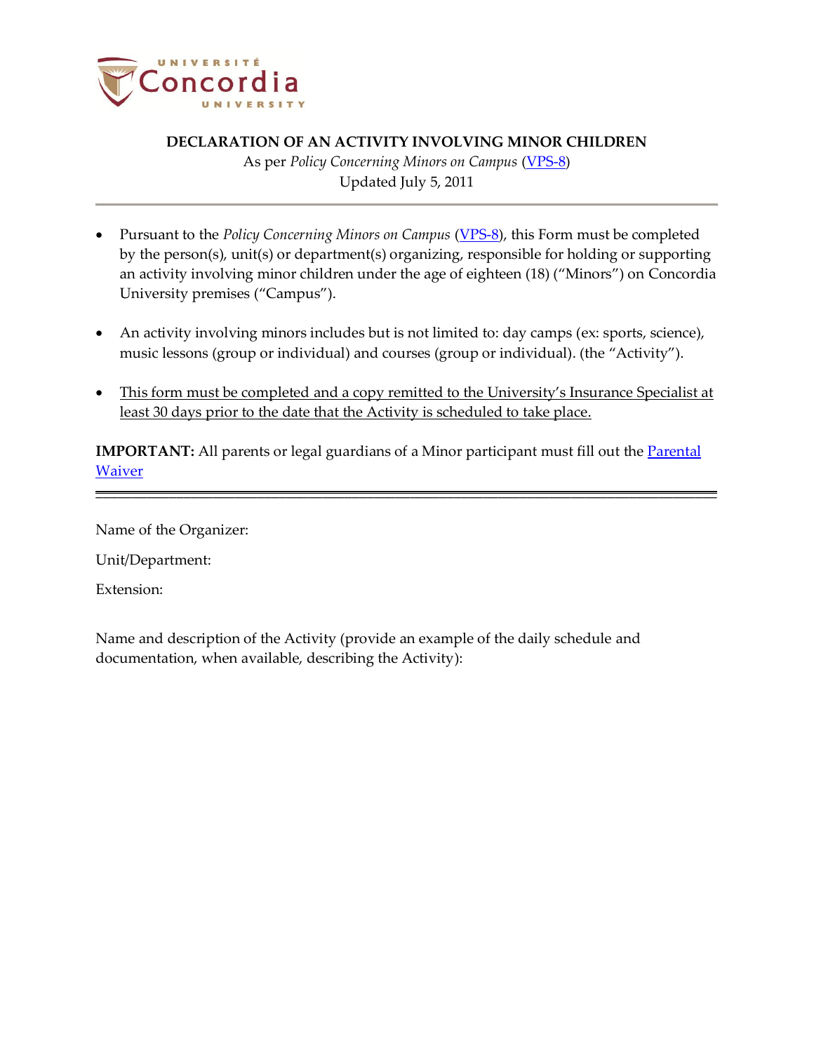# DECLARATION OF AN ACTIVITY INVOLVING MINOR CHILDREN

As per *Policy Concerning Minors on Campus* (VPS-8)
Updated July 5, 2011

---

- Pursuant to the *Policy Concerning Minors on Campus* (VPS-8), this Form must be completed by the person(s), unit(s) or department(s) organizing, responsible for holding or supporting an activity involving minor children under the age of eighteen (18) ("Minors") on Concordia University premises ("Campus").
- An activity involving minors includes but is not limited to: day camps (ex: sports, science), music lessons (group or individual) and courses (group or individual). (the "Activity").
- This form must be completed and a copy remitted to the University's Insurance Specialist at least 30 days prior to the date that the Activity is scheduled to take place.

**IMPORTANT:** All parents or legal guardians of a Minor participant must fill out the Parental Waiver

---

Name of the Organizer:

Unit/Department:

Extension:

Name and description of the Activity (provide an example of the daily schedule and documentation, when available, describing the Activity):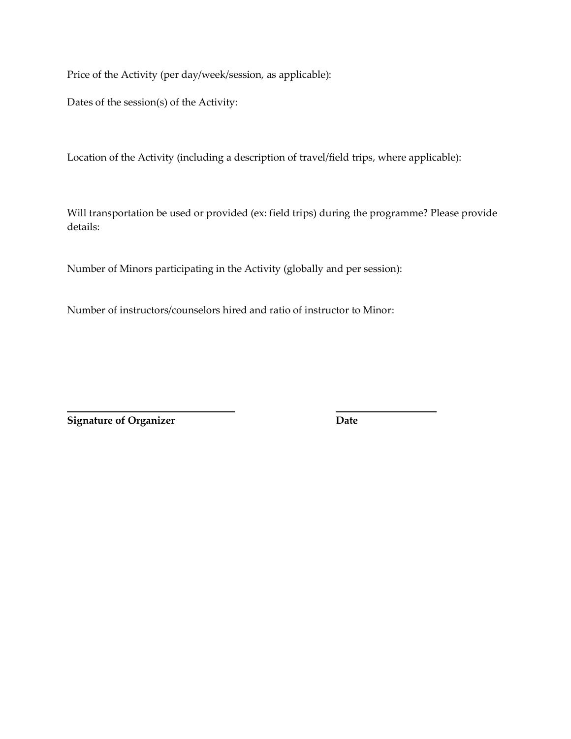Price of the Activity (per day/week/session, as applicable):

Dates of the session(s) of the Activity:

Location of the Activity (including a description of travel/field trips, where applicable):

Will transportation be used or provided (ex: field trips) during the programme? Please provide details:

Number of Minors participating in the Activity (globally and per session):

Number of instructors/counselors hired and ratio of instructor to Minor:

\_\_\_\_\_\_\_\_\_\_\_\_\_\_\_\_\_\_\_\_\_\_\_\_\_\_\_\_\_\_ &nbsp;&nbsp;&nbsp;&nbsp;&nbsp;&nbsp;&nbsp;&nbsp; \_\_\_\_\_\_\_\_\_\_\_\_\_\_\_\_\_\_

**Signature of Organizer** &nbsp;&nbsp;&nbsp;&nbsp;&nbsp;&nbsp;&nbsp;&nbsp;&nbsp;&nbsp;&nbsp;&nbsp;&nbsp;&nbsp;&nbsp;&nbsp;&nbsp;&nbsp;&nbsp;&nbsp; **Date**